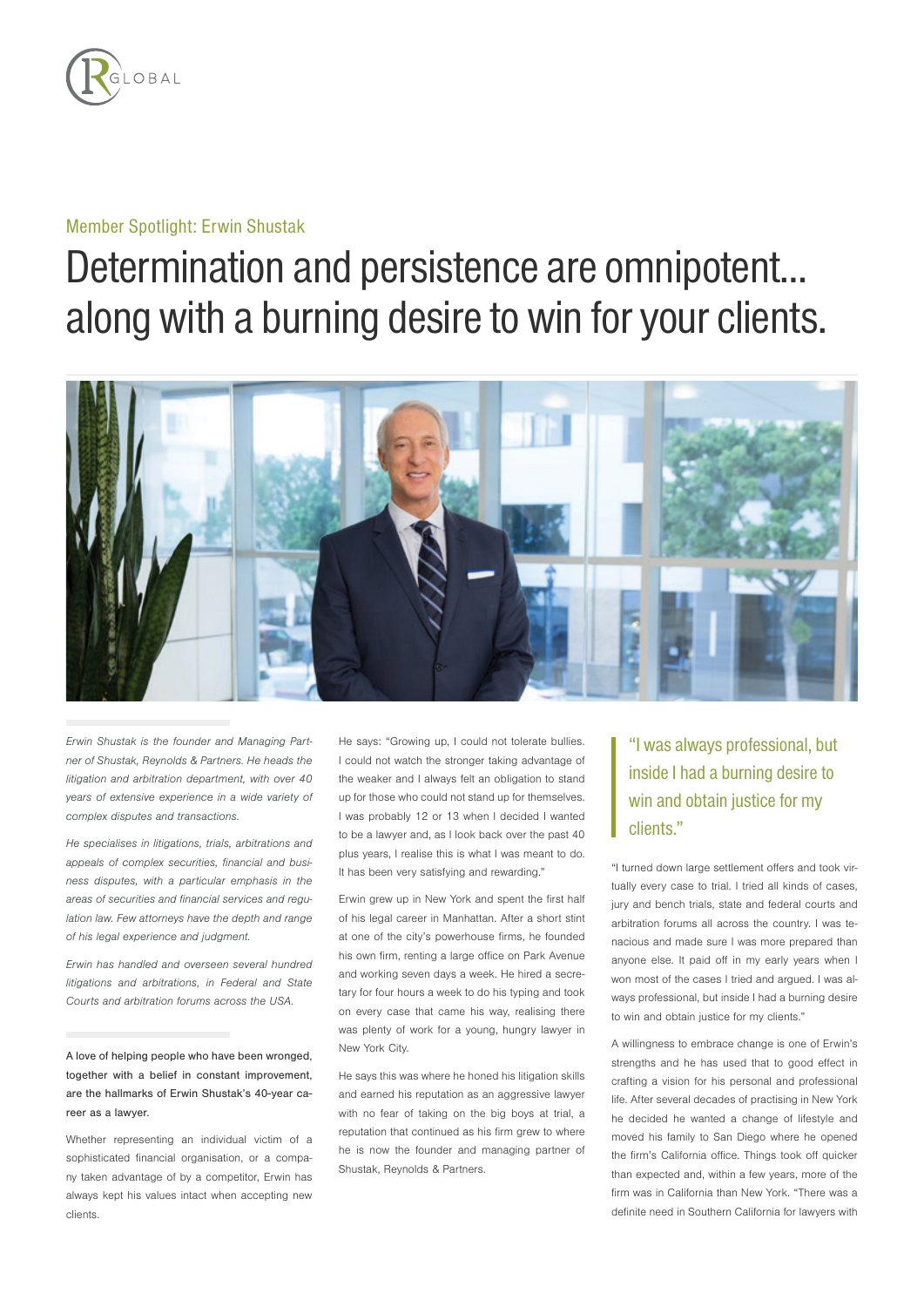Member Spotlight: Erwin Shustak

# Determination and persistence are omnipotent… along with a burning desire to win for your clients.

*Erwin Shustak is the founder and Managing Partner of Shustak, Reynolds & Partners. He heads the litigation and arbitration department, with over 40 years of extensive experience in a wide variety of complex disputes and transactions.*

*He specialises in litigations, trials, arbitrations and appeals of complex securities, financial and business disputes, with a particular emphasis in the areas of securities and financial services and regulation law. Few attorneys have the depth and range of his legal experience and judgment.*

*Erwin has handled and overseen several hundred litigations and arbitrations, in Federal and State Courts and arbitration forums across the USA.*

A love of helping people who have been wronged, together with a belief in constant improvement, are the hallmarks of Erwin Shustak's 40-year career as a lawyer.

Whether representing an individual victim of a sophisticated financial organisation, or a company taken advantage of by a competitor, Erwin has always kept his values intact when accepting new clients.

He says: "Growing up, I could not tolerate bullies. I could not watch the stronger taking advantage of the weaker and I always felt an obligation to stand up for those who could not stand up for themselves. I was probably 12 or 13 when I decided I wanted to be a lawyer and, as I look back over the past 40 plus years, I realise this is what I was meant to do. It has been very satisfying and rewarding."

Erwin grew up in New York and spent the first half of his legal career in Manhattan. After a short stint at one of the city's powerhouse firms, he founded his own firm, renting a large office on Park Avenue and working seven days a week. He hired a secretary for four hours a week to do his typing and took on every case that came his way, realising there was plenty of work for a young, hungry lawyer in New York City.

He says this was where he honed his litigation skills and earned his reputation as an aggressive lawyer with no fear of taking on the big boys at trial, a reputation that continued as his firm grew to where he is now the founder and managing partner of Shustak, Reynolds & Partners.

> "I was always professional, but inside I had a burning desire to win and obtain justice for my clients."

"I turned down large settlement offers and took virtually every case to trial. I tried all kinds of cases, jury and bench trials, state and federal courts and arbitration forums all across the country. I was tenacious and made sure I was more prepared than anyone else. It paid off in my early years when I won most of the cases I tried and argued. I was always professional, but inside I had a burning desire to win and obtain justice for my clients."

A willingness to embrace change is one of Erwin's strengths and he has used that to good effect in crafting a vision for his personal and professional life. After several decades of practising in New York he decided he wanted a change of lifestyle and moved his family to San Diego where he opened the firm's California office. Things took off quicker than expected and, within a few years, more of the firm was in California than New York. "There was a definite need in Southern California for lawyers with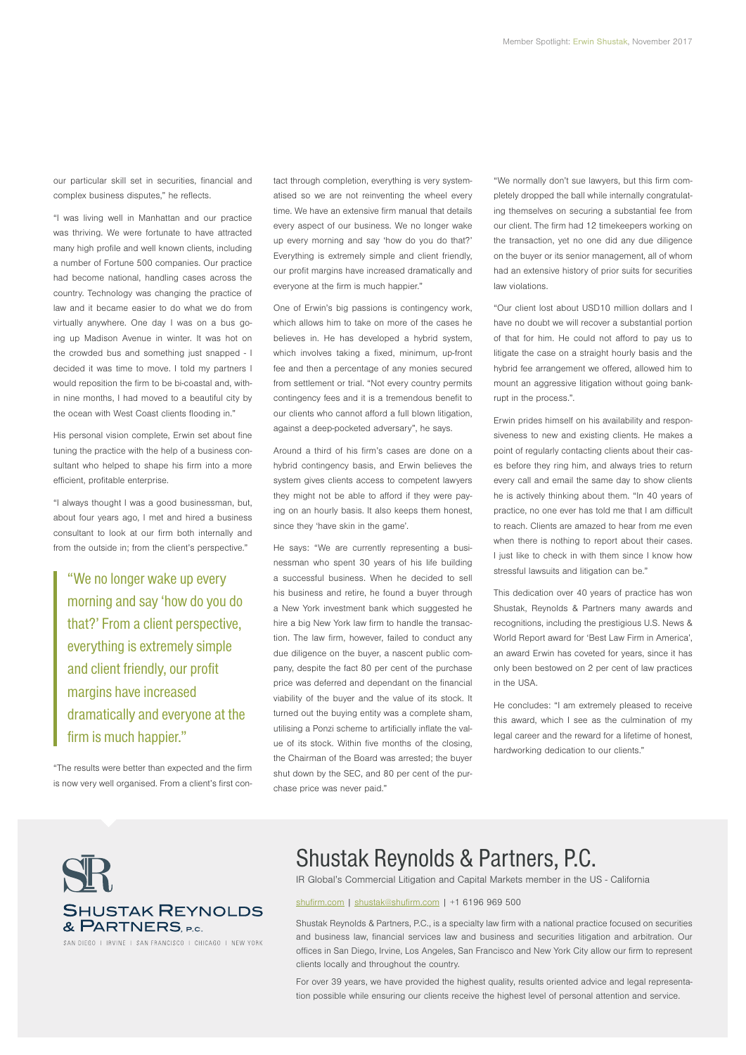our particular skill set in securities, financial and complex business disputes," he reflects.

"I was living well in Manhattan and our practice was thriving. We were fortunate to have attracted many high profile and well known clients, including a number of Fortune 500 companies. Our practice had become national, handling cases across the country. Technology was changing the practice of law and it became easier to do what we do from virtually anywhere. One day I was on a bus going up Madison Avenue in winter. It was hot on the crowded bus and something just snapped - I decided it was time to move. I told my partners I would reposition the firm to be bi-coastal and, within nine months, I had moved to a beautiful city by the ocean with West Coast clients flooding in."

His personal vision complete, Erwin set about fine tuning the practice with the help of a business consultant who helped to shape his firm into a more efficient, profitable enterprise.

"I always thought I was a good businessman, but, about four years ago, I met and hired a business consultant to look at our firm both internally and from the outside in; from the client's perspective."

> "We no longer wake up every morning and say 'how do you do that?' From a client perspective, everything is extremely simple and client friendly, our profit margins have increased dramatically and everyone at the firm is much happier."

"The results were better than expected and the firm is now very well organised. From a client's first contact through completion, everything is very systematised so we are not reinventing the wheel every time. We have an extensive firm manual that details every aspect of our business. We no longer wake up every morning and say 'how do you do that?' Everything is extremely simple and client friendly, our profit margins have increased dramatically and everyone at the firm is much happier."

One of Erwin's big passions is contingency work, which allows him to take on more of the cases he believes in. He has developed a hybrid system, which involves taking a fixed, minimum, up-front fee and then a percentage of any monies secured from settlement or trial. "Not every country permits contingency fees and it is a tremendous benefit to our clients who cannot afford a full blown litigation, against a deep-pocketed adversary", he says.

Around a third of his firm's cases are done on a hybrid contingency basis, and Erwin believes the system gives clients access to competent lawyers they might not be able to afford if they were paying on an hourly basis. It also keeps them honest, since they 'have skin in the game'.

He says: "We are currently representing a businessman who spent 30 years of his life building a successful business. When he decided to sell his business and retire, he found a buyer through a New York investment bank which suggested he hire a big New York law firm to handle the transaction. The law firm, however, failed to conduct any due diligence on the buyer, a nascent public company, despite the fact 80 per cent of the purchase price was deferred and dependant on the financial viability of the buyer and the value of its stock. It turned out the buying entity was a complete sham, utilising a Ponzi scheme to artificially inflate the value of its stock. Within five months of the closing, the Chairman of the Board was arrested; the buyer shut down by the SEC, and 80 per cent of the purchase price was never paid."

"We normally don't sue lawyers, but this firm completely dropped the ball while internally congratulating themselves on securing a substantial fee from our client. The firm had 12 timekeepers working on the transaction, yet no one did any due diligence on the buyer or its senior management, all of whom had an extensive history of prior suits for securities law violations.

"Our client lost about USD10 million dollars and I have no doubt we will recover a substantial portion of that for him. He could not afford to pay us to litigate the case on a straight hourly basis and the hybrid fee arrangement we offered, allowed him to mount an aggressive litigation without going bankrupt in the process.".

Erwin prides himself on his availability and responsiveness to new and existing clients. He makes a point of regularly contacting clients about their cases before they ring him, and always tries to return every call and email the same day to show clients he is actively thinking about them. "In 40 years of practice, no one ever has told me that I am difficult to reach. Clients are amazed to hear from me even when there is nothing to report about their cases. I just like to check in with them since I know how stressful lawsuits and litigation can be."

This dedication over 40 years of practice has won Shustak, Reynolds & Partners many awards and recognitions, including the prestigious U.S. News & World Report award for 'Best Law Firm in America', an award Erwin has coveted for years, since it has only been bestowed on 2 per cent of law practices in the USA.

He concludes: "I am extremely pleased to receive this award, which I see as the culmination of my legal career and the reward for a lifetime of honest, hardworking dedication to our clients."

SHUSTAK REYNOLDS & PARTNERS, P.C.

SAN DIEGO | IRVINE | SAN FRANCISCO | CHICAGO | NEW YORK

## Shustak Reynolds & Partners, P.C.

IR Global's Commercial Litigation and Capital Markets member in the US - California

shufirm.com | shustak@shufirm.com | +1 6196 969 500

Shustak Reynolds & Partners, P.C., is a specialty law firm with a national practice focused on securities and business law, financial services law and business and securities litigation and arbitration. Our offices in San Diego, Irvine, Los Angeles, San Francisco and New York City allow our firm to represent clients locally and throughout the country.

For over 39 years, we have provided the highest quality, results oriented advice and legal representation possible while ensuring our clients receive the highest level of personal attention and service.